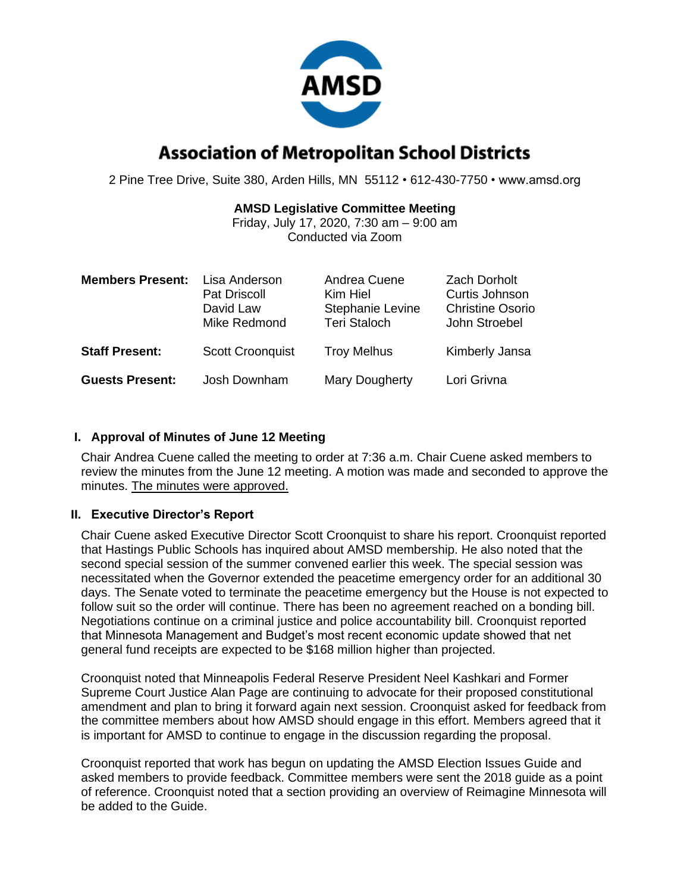# Association of Metropolitan School Districts

2 Pine Tree Drive, Suite 380, Arden Hills, MN 55112 • 612-430-7750 • www.amsd.org

**AMSD Legislative Committee Meeting**
Friday, July 17, 2020, 7:30 am – 9:00 am
Conducted via Zoom

| | | | |
|---|---|---|---|
| **Members Present:** | Lisa Anderson<br>Pat Driscoll<br>David Law<br>Mike Redmond | Andrea Cuene<br>Kim Hiel<br>Stephanie Levine<br>Teri Staloch | Zach Dorholt<br>Curtis Johnson<br>Christine Osorio<br>John Stroebel |
| **Staff Present:** | Scott Croonquist | Troy Melhus | Kimberly Jansa |
| **Guests Present:** | Josh Downham | Mary Dougherty | Lori Grivna |

## I. Approval of Minutes of June 12 Meeting

Chair Andrea Cuene called the meeting to order at 7:36 a.m. Chair Cuene asked members to review the minutes from the June 12 meeting. A motion was made and seconded to approve the minutes. <u>The minutes were approved.</u>

## II. Executive Director's Report

Chair Cuene asked Executive Director Scott Croonquist to share his report. Croonquist reported that Hastings Public Schools has inquired about AMSD membership. He also noted that the second special session of the summer convened earlier this week. The special session was necessitated when the Governor extended the peacetime emergency order for an additional 30 days. The Senate voted to terminate the peacetime emergency but the House is not expected to follow suit so the order will continue. There has been no agreement reached on a bonding bill. Negotiations continue on a criminal justice and police accountability bill. Croonquist reported that Minnesota Management and Budget's most recent economic update showed that net general fund receipts are expected to be $168 million higher than projected.

Croonquist noted that Minneapolis Federal Reserve President Neel Kashkari and Former Supreme Court Justice Alan Page are continuing to advocate for their proposed constitutional amendment and plan to bring it forward again next session. Croonquist asked for feedback from the committee members about how AMSD should engage in this effort. Members agreed that it is important for AMSD to continue to engage in the discussion regarding the proposal.

Croonquist reported that work has begun on updating the AMSD Election Issues Guide and asked members to provide feedback. Committee members were sent the 2018 guide as a point of reference. Croonquist noted that a section providing an overview of Reimagine Minnesota will be added to the Guide.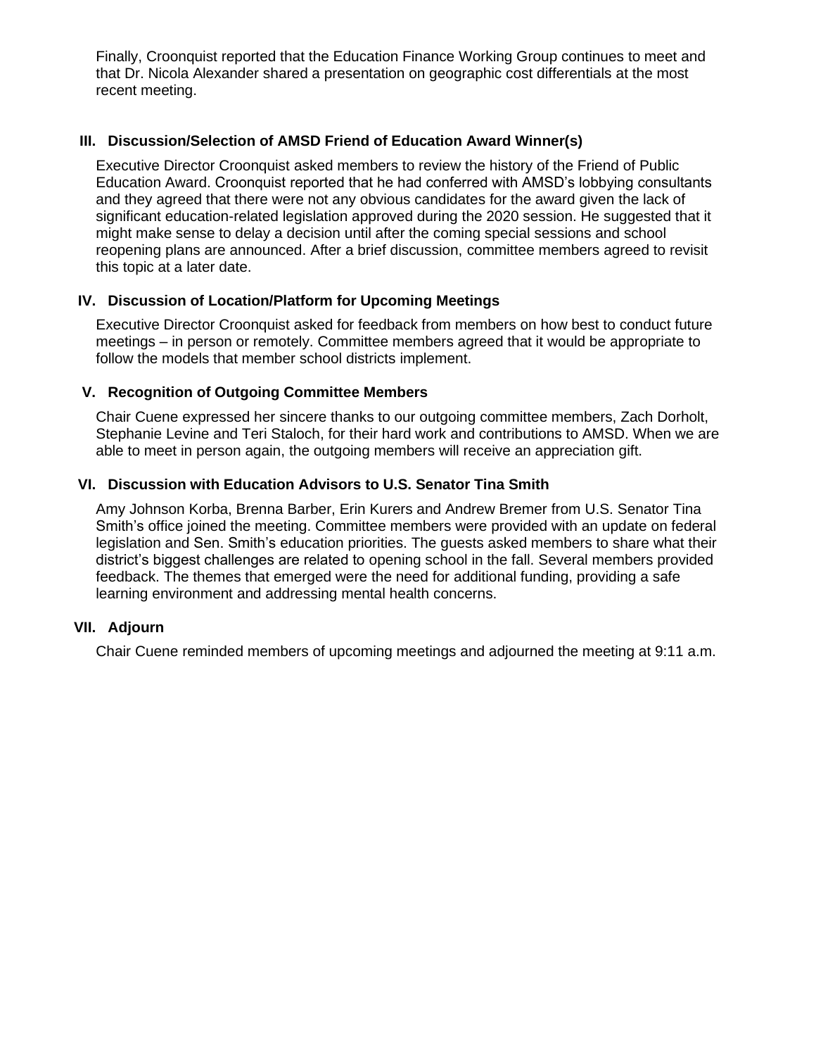Finally, Croonquist reported that the Education Finance Working Group continues to meet and that Dr. Nicola Alexander shared a presentation on geographic cost differentials at the most recent meeting.

### III. Discussion/Selection of AMSD Friend of Education Award Winner(s)

Executive Director Croonquist asked members to review the history of the Friend of Public Education Award. Croonquist reported that he had conferred with AMSD's lobbying consultants and they agreed that there were not any obvious candidates for the award given the lack of significant education-related legislation approved during the 2020 session. He suggested that it might make sense to delay a decision until after the coming special sessions and school reopening plans are announced. After a brief discussion, committee members agreed to revisit this topic at a later date.

### IV. Discussion of Location/Platform for Upcoming Meetings

Executive Director Croonquist asked for feedback from members on how best to conduct future meetings – in person or remotely. Committee members agreed that it would be appropriate to follow the models that member school districts implement.

### V. Recognition of Outgoing Committee Members

Chair Cuene expressed her sincere thanks to our outgoing committee members, Zach Dorholt, Stephanie Levine and Teri Staloch, for their hard work and contributions to AMSD. When we are able to meet in person again, the outgoing members will receive an appreciation gift.

### VI. Discussion with Education Advisors to U.S. Senator Tina Smith

Amy Johnson Korba, Brenna Barber, Erin Kurers and Andrew Bremer from U.S. Senator Tina Smith's office joined the meeting. Committee members were provided with an update on federal legislation and Sen. Smith's education priorities. The guests asked members to share what their district's biggest challenges are related to opening school in the fall. Several members provided feedback. The themes that emerged were the need for additional funding, providing a safe learning environment and addressing mental health concerns.

### VII. Adjourn

Chair Cuene reminded members of upcoming meetings and adjourned the meeting at 9:11 a.m.